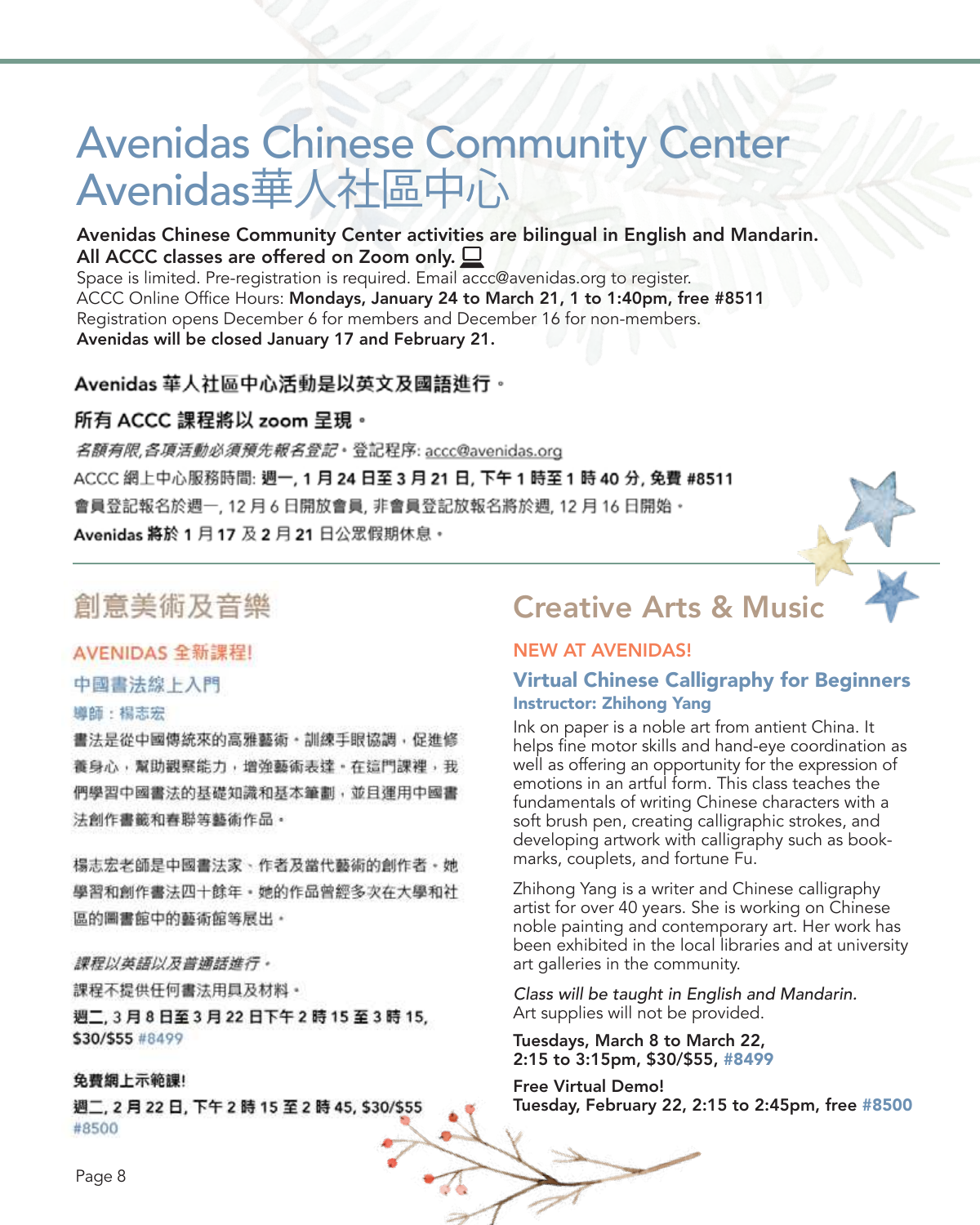# Avenidas Chinese Community Center
# Avenidas華人社區中心

**Avenidas Chinese Community Center activities are bilingual in English and Mandarin.**
**All ACCC classes are offered on Zoom only.**

Space is limited. Pre-registration is required. Email accc@avenidas.org to register.
ACCC Online Office Hours: **Mondays, January 24 to March 21, 1 to 1:40pm, free #8511**
Registration opens December 6 for members and December 16 for non-members.
**Avenidas will be closed January 17 and February 21.**

**Avenidas 華人社區中心活動是以英文及國語進行。**

**所有 ACCC 課程將以 zoom 呈現。**

*名額有限,各項活動必須預先報名登記*。登記程序: accc@avenidas.org

ACCC 網上中心服務時間: **週一, 1 月 24 日至 3 月 21 日, 下午 1 時至 1 時 40 分, 免費 #8511**

會員登記報名於週一, 12 月 6 日開放會員, 非會員登記放報名將於週, 12 月 16 日開始。

**Avenidas 將於 1 月 17 及 2 月 21 日公眾假期休息。**

## 創意美術及音樂

### AVENIDAS 全新課程!

### 中國書法綫上入門

**導師：楊志宏**

書法是從中國傳統來的高雅藝術。訓練手眼協調，促進修養身心，幫助觀察能力，增強藝術表達。在這門課裡，我們學習中國書法的基礎知識和基本筆劃，並且運用中國書法創作書籤和春聯等藝術作品。

楊志宏老師是中國書法家、作者及當代藝術的創作者。她學習和創作書法四十餘年。她的作品曾經多次在大學和社區的圖書館中的藝術館等展出。

*課程以英語以及普通話進行。*

課程不提供任何書法用具及材料。

**週二, 3 月 8 日至 3 月 22 日下午 2 時 15 至 3 時 15, $30/$55** #8499

**免費網上示範課!**

**週二, 2 月 22 日, 下午 2 時 15 至 2 時 45, $30/$55** #8500

## Creative Arts & Music

### NEW AT AVENIDAS!

### Virtual Chinese Calligraphy for Beginners

**Instructor: Zhihong Yang**

Ink on paper is a noble art from antient China. It helps fine motor skills and hand-eye coordination as well as offering an opportunity for the expression of emotions in an artful form. This class teaches the fundamentals of writing Chinese characters with a soft brush pen, creating calligraphic strokes, and developing artwork with calligraphy such as book-marks, couplets, and fortune Fu.

Zhihong Yang is a writer and Chinese calligraphy artist for over 40 years. She is working on Chinese noble painting and contemporary art. Her work has been exhibited in the local libraries and at university art galleries in the community.

*Class will be taught in English and Mandarin.*
Art supplies will not be provided.

**Tuesdays, March 8 to March 22, 2:15 to 3:15pm, $30/$55, #8499**

**Free Virtual Demo!**
**Tuesday, February 22, 2:15 to 2:45pm, free #8500**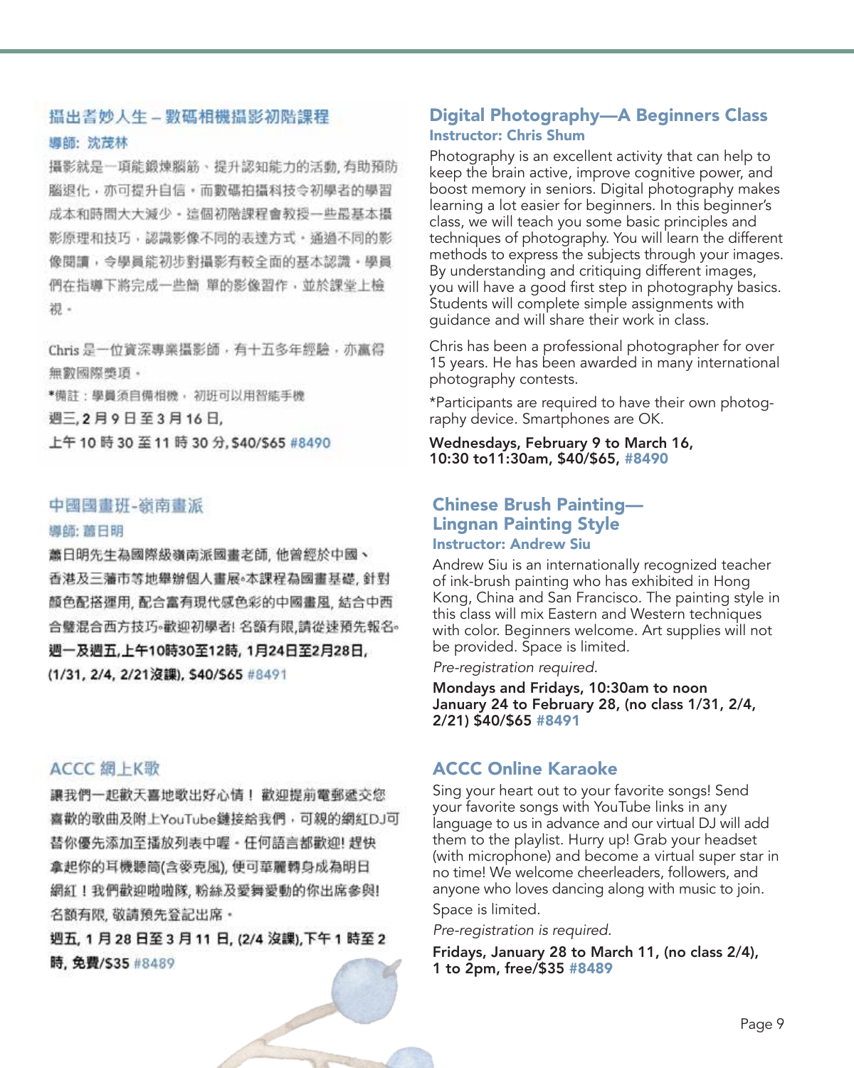## 攝出奇妙人生 – 數碼相機攝影初階課程

### 導師: 沈茂林

攝影就是一項能鍛煉腦筋、提升認知能力的活動, 有助預防腦退化，亦可提升自信。而數碼拍攝科技令初學者的學習成本和時間大大減少。這個初階課程會教授一些最基本攝影原理和技巧，認識影像不同的表達方式。通過不同的影像閱讀，令學員能初步對攝影有較全面的基本認識。學員們在指導下將完成一些簡 單的影像習作，並於課堂上檢視。

Chris 是一位資深專業攝影師，有十五多年經驗，亦贏得無數國際獎項。

*備註：學員須自備相機， 初班可以用智能手機

**週三, 2 月 9 日至 3 月 16 日,**
**上午 10 時 30 至 11 時 30 分, $40/$65 #8490**

## Digital Photography—A Beginners Class

### Instructor: Chris Shum

Photography is an excellent activity that can help to keep the brain active, improve cognitive power, and boost memory in seniors. Digital photography makes learning a lot easier for beginners. In this beginner's class, we will teach you some basic principles and techniques of photography. You will learn the different methods to express the subjects through your images. By understanding and critiquing different images, you will have a good first step in photography basics. Students will complete simple assignments with guidance and will share their work in class.

Chris has been a professional photographer for over 15 years. He has been awarded in many international photography contests.

*Participants are required to have their own photography device. Smartphones are OK.

**Wednesdays, February 9 to March 16,**
**10:30 to11:30am, $40/$65, #8490**

## 中國國畫班-嶺南畫派

### 導師: 蕭日明

蕭日明先生為國際級嶺南派國畫老師, 他曾經於中國、香港及三藩市等地舉辦個人畫展◦本課程為國畫基礎, 針對顏色配搭運用, 配合富有現代感色彩的中國畫風, 結合中西合璧混合西方技巧◦歡迎初學者! 名額有限,請從速預先報名◦

**週一及週五,上午10時30至12時, 1月24日至2月28日,**
**(1/31, 2/4, 2/21沒課), $40/$65 #8491**

## Chinese Brush Painting—Lingnan Painting Style

### Instructor: Andrew Siu

Andrew Siu is an internationally recognized teacher of ink-brush painting who has exhibited in Hong Kong, China and San Francisco. The painting style in this class will mix Eastern and Western techniques with color. Beginners welcome. Art supplies will not be provided. Space is limited.

*Pre-registration required.*

**Mondays and Fridays, 10:30am to noon**
**January 24 to February 28, (no class 1/31, 2/4, 2/21) $40/$65 #8491**

## ACCC 網上K歌

讓我們一起歡天喜地歌出好心情！ 歡迎提前電郵遞交您喜歡的歌曲及附上YouTube鏈接給我們，可親的網紅DJ可替你優先添加至播放列表中喔。任何語言都歡迎! 趕快拿起你的耳機聽筒(含麥克風), 便可華麗轉身成為明日網紅！我們歡迎啦啦隊, 粉絲及愛舞愛動的你出席參與! 名額有限, 敬請預先登記出席。

**週五, 1 月 28 日至 3 月 11 日, (2/4 沒課),下午 1 時至 2 時, 免費/$35 #8489**

## ACCC Online Karaoke

Sing your heart out to your favorite songs! Send your favorite songs with YouTube links in any language to us in advance and our virtual DJ will add them to the playlist. Hurry up! Grab your headset (with microphone) and become a virtual super star in no time! We welcome cheerleaders, followers, and anyone who loves dancing along with music to join.

Space is limited.

*Pre-registration is required.*

**Fridays, January 28 to March 11, (no class 2/4),**
**1 to 2pm, free/$35 #8489**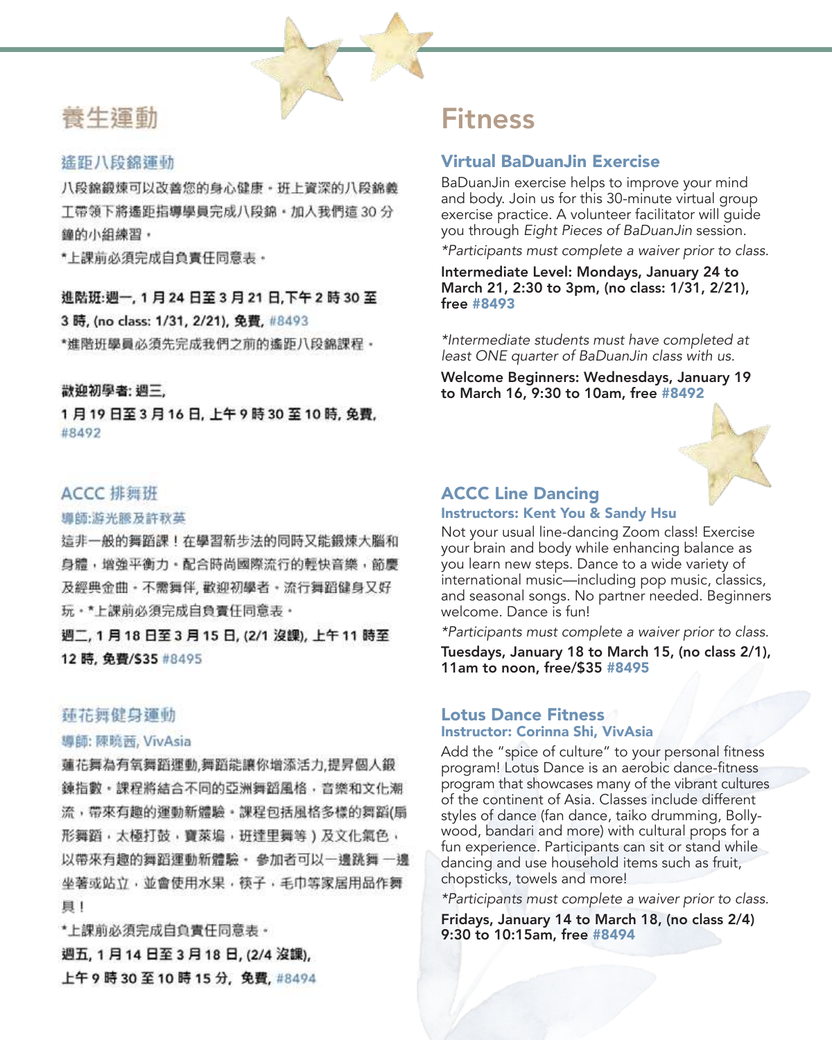# 養生運動

## 遙距八段錦運動

八段錦鍛煉可以改善您的身心健康。班上資深的八段錦義工帶領下將遙距指導學員完成八段錦。加入我們這 30 分鐘的小組練習。

*上課前必須完成自負責任同意表。

**進階班:週一, 1 月 24 日至 3 月 21 日,下午 2 時 30 至 3 時, (no class: 1/31, 2/21), 免費, #8493**

*進階班學員必須先完成我們之前的遙距八段錦課程。

**歡迎初學者: 週三, 1 月 19 日至 3 月 16 日, 上午 9 時 30 至 10 時, 免費, #8492**

## ACCC 排舞班

### 導師:游光勝及許秋英

這非一般的舞蹈課！在學習新步法的同時又能鍛煉大腦和身體，增強平衡力。配合時尚國際流行的輕快音樂，節慶及經典金曲。不需舞伴, 歡迎初學者。流行舞蹈健身又好玩。*上課前必須完成自負責任同意表。

**週二, 1 月 18 日至 3 月 15 日, (2/1 沒課), 上午 11 時至 12 時, 免費/$35 #8495**

## 蓮花舞健身運動

### 導師: 陳曉茜, VivAsia

蓮花舞為有氧舞蹈運動,舞蹈能讓你增添活力,提昇個人鍛鍊指數。課程將結合不同的亞洲舞蹈風格，音樂和文化潮流，帶來有趣的運動新體驗。課程包括風格多樣的舞蹈(扇形舞蹈，太極打鼓，寶萊塢，班達里舞等）及文化氣色，以帶來有趣的舞蹈運動新體驗。 參加者可以一邊跳舞 一邊坐著或站立，並會使用水果，筷子，毛巾等家居用品作舞具！

*上課前必須完成自負責任同意表。

**週五, 1 月 14 日至 3 月 18 日, (2/4 沒課), 上午 9 時 30 至 10 時 15 分, 免費, #8494**

# Fitness

## Virtual BaDuanJin Exercise

BaDuanJin exercise helps to improve your mind and body. Join us for this 30-minute virtual group exercise practice. A volunteer facilitator will guide you through *Eight Pieces of BaDuanJin* session.

*\*Participants must complete a waiver prior to class.*

**Intermediate Level: Mondays, January 24 to March 21, 2:30 to 3pm, (no class: 1/31, 2/21), free #8493**

*\*Intermediate students must have completed at least ONE quarter of BaDuanJin class with us.*

**Welcome Beginners: Wednesdays, January 19 to March 16, 9:30 to 10am, free #8492**

## ACCC Line Dancing

### Instructors: Kent You & Sandy Hsu

Not your usual line-dancing Zoom class! Exercise your brain and body while enhancing balance as you learn new steps. Dance to a wide variety of international music—including pop music, classics, and seasonal songs. No partner needed. Beginners welcome. Dance is fun!

*\*Participants must complete a waiver prior to class.*

**Tuesdays, January 18 to March 15, (no class 2/1), 11am to noon, free/$35 #8495**

## Lotus Dance Fitness

### Instructor: Corinna Shi, VivAsia

Add the "spice of culture" to your personal fitness program! Lotus Dance is an aerobic dance-fitness program that showcases many of the vibrant cultures of the continent of Asia. Classes include different styles of dance (fan dance, taiko drumming, Bollywood, bandari and more) with cultural props for a fun experience. Participants can sit or stand while dancing and use household items such as fruit, chopsticks, towels and more!

*\*Participants must complete a waiver prior to class.*

**Fridays, January 14 to March 18, (no class 2/4) 9:30 to 10:15am, free #8494**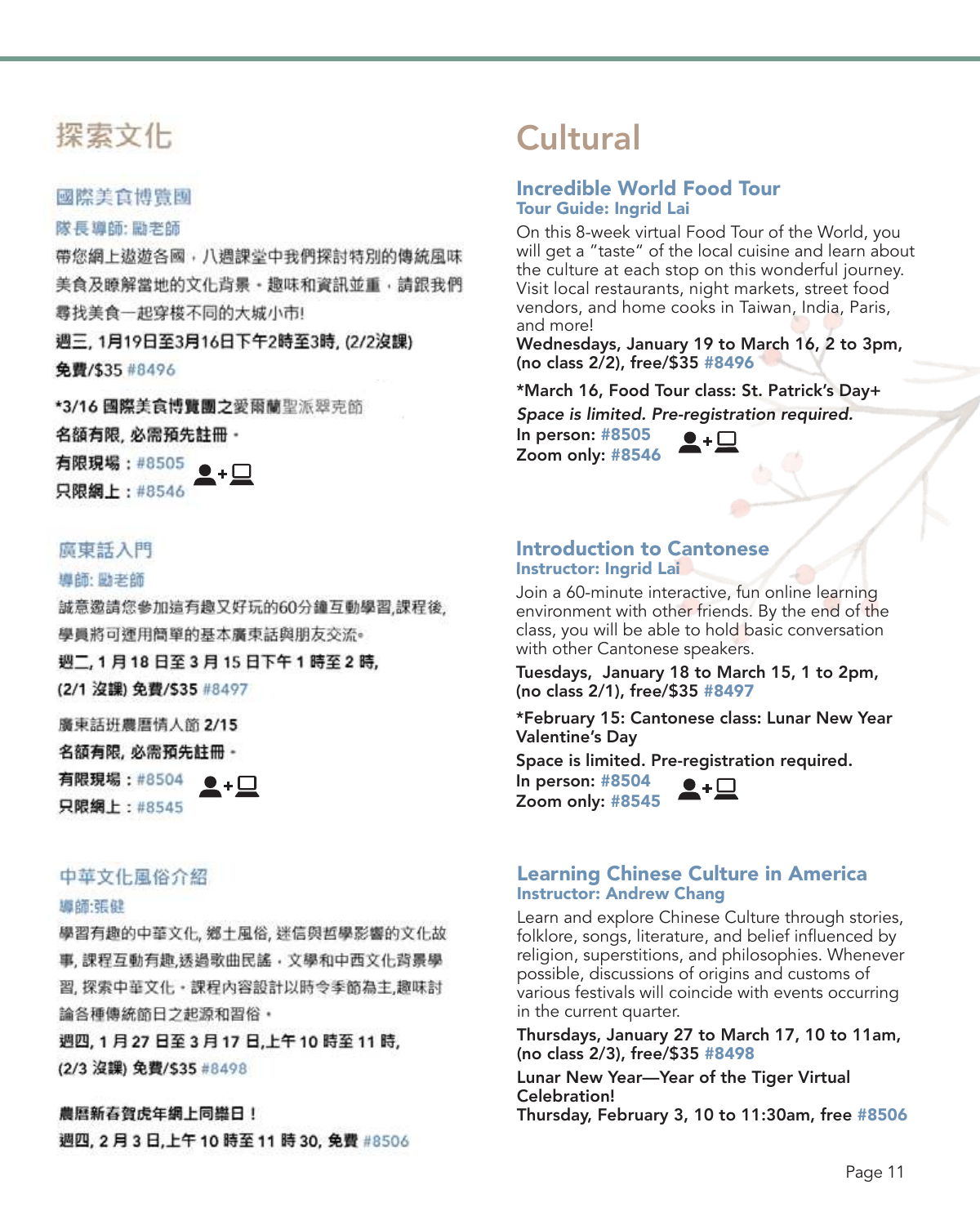# 探索文化

## 國際美食博覽團

### 隊長導師: 黎老師

帶您網上遊遊各國，八週課堂中我們探討特別的傳統風味美食及瞭解當地的文化背景。趣味和資訊並重，請跟我們尋找美食一起穿梭不同的大城小市!

**週三, 1月19日至3月16日下午2時至3時, (2/2沒課)**
**免費/$35** #8496

**\*3/16 國際美食博覽團之愛爾蘭**聖派翠克節
**名額有限, 必需預先註冊。**
**有限現場：**#8505
**只限網上：**#8546

## 廣東話入門

### 導師: 黎老師

誠意邀請您參加這有趣又好玩的60分鐘互動學習,課程後,學員將可運用簡單的基本廣東話與朋友交流。

**週二, 1 月 18 日至 3 月 15 日下午 1 時至 2 時,**
**(2/1 沒課) 免費/$35** #8497

廣東話班農曆情人節 2/15
**名額有限, 必需預先註冊。**
**有限現場：**#8504
**只限網上：**#8545

## 中華文化風俗介紹

### 導師:張健

學習有趣的中華文化, 鄉土風俗, 迷信與哲學影響的文化故事, 課程互動有趣,透過歌曲民謠。文學和中西文化背景學習, 探索中華文化。課程內容設計以時令季節為主,趣味討論各種傳統節日之起源和習俗。

**週四, 1 月 27 日至 3 月 17 日,上午 10 時至 11 時,**
**(2/3 沒課) 免費/$35** #8498

**農曆新春賀虎年網上同樂日！**
**週四, 2 月 3 日,上午 10 時至 11 時 30, 免費** #8506

# Cultural

## Incredible World Food Tour

### Tour Guide: Ingrid Lai

On this 8-week virtual Food Tour of the World, you will get a "taste" of the local cuisine and learn about the culture at each stop on this wonderful journey. Visit local restaurants, night markets, street food vendors, and home cooks in Taiwan, India, Paris, and more!

**Wednesdays, January 19 to March 16, 2 to 3pm, (no class 2/2), free/$35** #8496

**\*March 16, Food Tour class: St. Patrick's Day+**
***Space is limited. Pre-registration required.***
**In person:** #8505
**Zoom only:** #8546

## Introduction to Cantonese

### Instructor: Ingrid Lai

Join a 60-minute interactive, fun online learning environment with other friends. By the end of the class, you will be able to hold basic conversation with other Cantonese speakers.

**Tuesdays, January 18 to March 15, 1 to 2pm, (no class 2/1), free/$35** #8497

**\*February 15: Cantonese class: Lunar New Year Valentine's Day**

**Space is limited. Pre-registration required.**
**In person:** #8504
**Zoom only:** #8545

## Learning Chinese Culture in America

### Instructor: Andrew Chang

Learn and explore Chinese Culture through stories, folklore, songs, literature, and belief influenced by religion, superstitions, and philosophies. Whenever possible, discussions of origins and customs of various festivals will coincide with events occurring in the current quarter.

**Thursdays, January 27 to March 17, 10 to 11am, (no class 2/3), free/$35** #8498

**Lunar New Year—Year of the Tiger Virtual Celebration!**
**Thursday, February 3, 10 to 11:30am, free** #8506